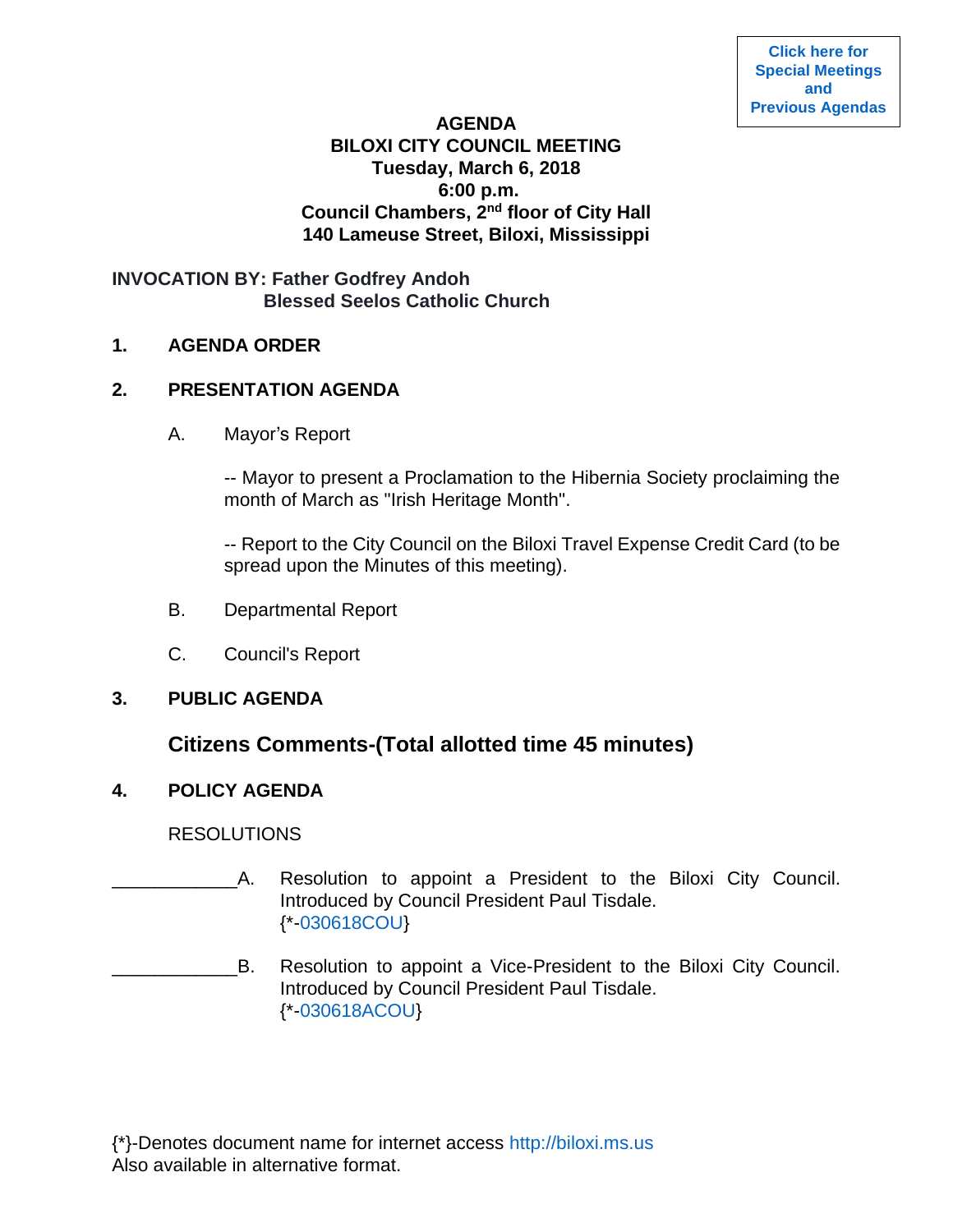Click here for Special Meetings and Previous Agendas

**AGENDA**
**BILOXI CITY COUNCIL MEETING**
**Tuesday, March 6, 2018**
**6:00 p.m.**
**Council Chambers, 2nd floor of City Hall**
**140 Lameuse Street, Biloxi, Mississippi**

**INVOCATION BY: Father Godfrey Andoh**
**Blessed Seelos Catholic Church**

## 1. AGENDA ORDER

## 2. PRESENTATION AGENDA

A. Mayor's Report

-- Mayor to present a Proclamation to the Hibernia Society proclaiming the month of March as "Irish Heritage Month".

-- Report to the City Council on the Biloxi Travel Expense Credit Card (to be spread upon the Minutes of this meeting).

B. Departmental Report

C. Council's Report

## 3. PUBLIC AGENDA

### Citizens Comments-(Total allotted time 45 minutes)

## 4. POLICY AGENDA

RESOLUTIONS

____________A. Resolution to appoint a President to the Biloxi City Council. Introduced by Council President Paul Tisdale.
{*-030618COU}

____________B. Resolution to appoint a Vice-President to the Biloxi City Council. Introduced by Council President Paul Tisdale.
{*-030618ACOU}

{*}-Denotes document name for internet access http://biloxi.ms.us
Also available in alternative format.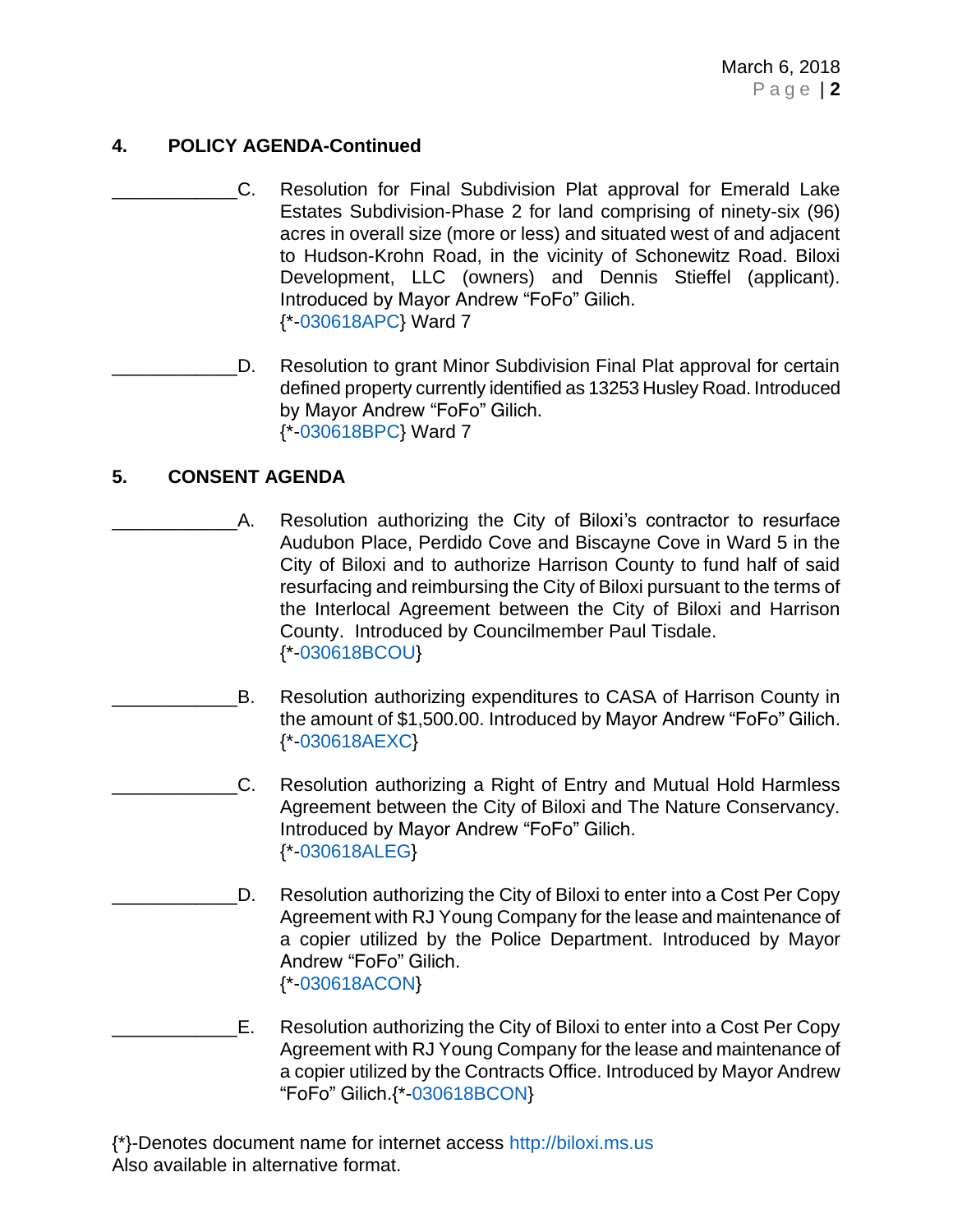## 4. POLICY AGENDA-Continued

____________C. Resolution for Final Subdivision Plat approval for Emerald Lake Estates Subdivision-Phase 2 for land comprising of ninety-six (96) acres in overall size (more or less) and situated west of and adjacent to Hudson-Krohn Road, in the vicinity of Schonewitz Road. Biloxi Development, LLC (owners) and Dennis Stieffel (applicant). Introduced by Mayor Andrew "FoFo" Gilich.
{*-030618APC} Ward 7

____________D. Resolution to grant Minor Subdivision Final Plat approval for certain defined property currently identified as 13253 Husley Road. Introduced by Mayor Andrew "FoFo" Gilich.
{*-030618BPC} Ward 7

## 5. CONSENT AGENDA

____________A. Resolution authorizing the City of Biloxi's contractor to resurface Audubon Place, Perdido Cove and Biscayne Cove in Ward 5 in the City of Biloxi and to authorize Harrison County to fund half of said resurfacing and reimbursing the City of Biloxi pursuant to the terms of the Interlocal Agreement between the City of Biloxi and Harrison County. Introduced by Councilmember Paul Tisdale.
{*-030618BCOU}

____________B. Resolution authorizing expenditures to CASA of Harrison County in the amount of $1,500.00. Introduced by Mayor Andrew "FoFo" Gilich.
{*-030618AEXC}

____________C. Resolution authorizing a Right of Entry and Mutual Hold Harmless Agreement between the City of Biloxi and The Nature Conservancy. Introduced by Mayor Andrew "FoFo" Gilich.
{*-030618ALEG}

____________D. Resolution authorizing the City of Biloxi to enter into a Cost Per Copy Agreement with RJ Young Company for the lease and maintenance of a copier utilized by the Police Department. Introduced by Mayor Andrew "FoFo" Gilich.
{*-030618ACON}

____________E. Resolution authorizing the City of Biloxi to enter into a Cost Per Copy Agreement with RJ Young Company for the lease and maintenance of a copier utilized by the Contracts Office. Introduced by Mayor Andrew "FoFo" Gilich.{*-030618BCON}

{*}-Denotes document name for internet access http://biloxi.ms.us
Also available in alternative format.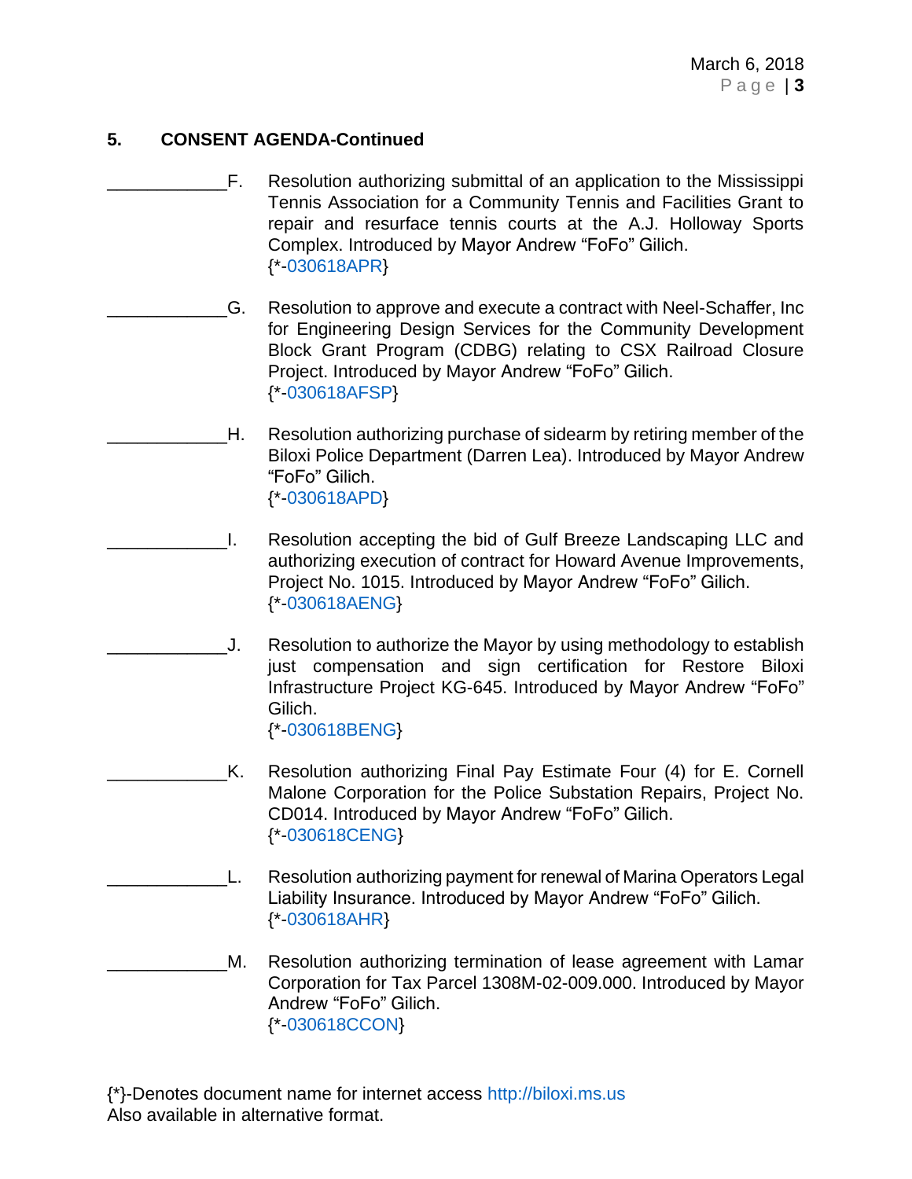**5. CONSENT AGENDA-Continued**

____________F. Resolution authorizing submittal of an application to the Mississippi Tennis Association for a Community Tennis and Facilities Grant to repair and resurface tennis courts at the A.J. Holloway Sports Complex. Introduced by Mayor Andrew "FoFo" Gilich.
{*-030618APR}

____________G. Resolution to approve and execute a contract with Neel-Schaffer, Inc for Engineering Design Services for the Community Development Block Grant Program (CDBG) relating to CSX Railroad Closure Project. Introduced by Mayor Andrew "FoFo" Gilich.
{*-030618AFSP}

____________H. Resolution authorizing purchase of sidearm by retiring member of the Biloxi Police Department (Darren Lea). Introduced by Mayor Andrew "FoFo" Gilich.
{*-030618APD}

____________I. Resolution accepting the bid of Gulf Breeze Landscaping LLC and authorizing execution of contract for Howard Avenue Improvements, Project No. 1015. Introduced by Mayor Andrew "FoFo" Gilich.
{*-030618AENG}

____________J. Resolution to authorize the Mayor by using methodology to establish just compensation and sign certification for Restore Biloxi Infrastructure Project KG-645. Introduced by Mayor Andrew "FoFo" Gilich.
{*-030618BENG}

____________K. Resolution authorizing Final Pay Estimate Four (4) for E. Cornell Malone Corporation for the Police Substation Repairs, Project No. CD014. Introduced by Mayor Andrew "FoFo" Gilich.
{*-030618CENG}

____________L. Resolution authorizing payment for renewal of Marina Operators Legal Liability Insurance. Introduced by Mayor Andrew "FoFo" Gilich.
{*-030618AHR}

____________M. Resolution authorizing termination of lease agreement with Lamar Corporation for Tax Parcel 1308M-02-009.000. Introduced by Mayor Andrew "FoFo" Gilich.
{*-030618CCON}

{*}-Denotes document name for internet access http://biloxi.ms.us
Also available in alternative format.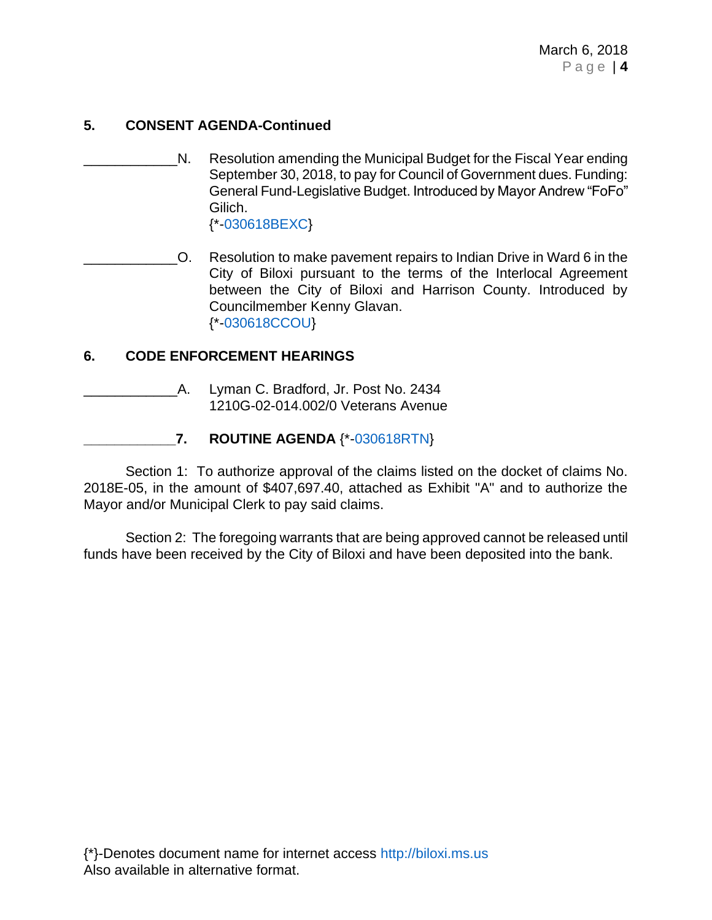## 5. CONSENT AGENDA-Continued

____________N. Resolution amending the Municipal Budget for the Fiscal Year ending September 30, 2018, to pay for Council of Government dues. Funding: General Fund-Legislative Budget. Introduced by Mayor Andrew "FoFo" Gilich.
{*-030618BEXC}

____________O. Resolution to make pavement repairs to Indian Drive in Ward 6 in the City of Biloxi pursuant to the terms of the Interlocal Agreement between the City of Biloxi and Harrison County. Introduced by Councilmember Kenny Glavan.
{*-030618CCOU}

## 6. CODE ENFORCEMENT HEARINGS

____________A. Lyman C. Bradford, Jr. Post No. 2434
1210G-02-014.002/0 Veterans Avenue

____________**7. ROUTINE AGENDA** {*-030618RTN}

Section 1: To authorize approval of the claims listed on the docket of claims No. 2018E-05, in the amount of $407,697.40, attached as Exhibit "A" and to authorize the Mayor and/or Municipal Clerk to pay said claims.

Section 2: The foregoing warrants that are being approved cannot be released until funds have been received by the City of Biloxi and have been deposited into the bank.

{*}-Denotes document name for internet access http://biloxi.ms.us
Also available in alternative format.